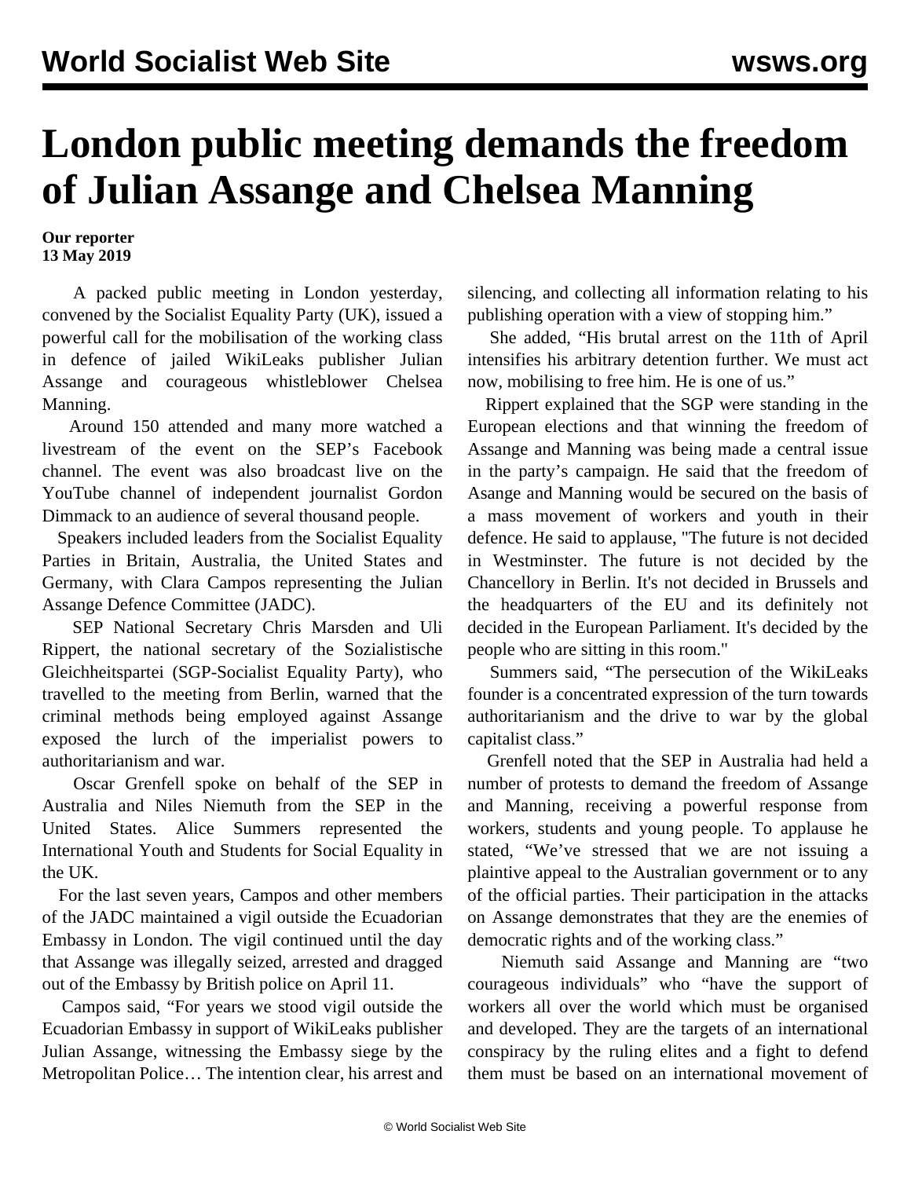# London public meeting demands the freedom of Julian Assange and Chelsea Manning

**Our reporter**
**13 May 2019**

A packed public meeting in London yesterday, convened by the Socialist Equality Party (UK), issued a powerful call for the mobilisation of the working class in defence of jailed WikiLeaks publisher Julian Assange and courageous whistleblower Chelsea Manning.

Around 150 attended and many more watched a livestream of the event on the SEP's Facebook channel. The event was also broadcast live on the YouTube channel of independent journalist Gordon Dimmack to an audience of several thousand people.

Speakers included leaders from the Socialist Equality Parties in Britain, Australia, the United States and Germany, with Clara Campos representing the Julian Assange Defence Committee (JADC).

SEP National Secretary Chris Marsden and Uli Rippert, the national secretary of the Sozialistische Gleichheitspartei (SGP-Socialist Equality Party), who travelled to the meeting from Berlin, warned that the criminal methods being employed against Assange exposed the lurch of the imperialist powers to authoritarianism and war.

Oscar Grenfell spoke on behalf of the SEP in Australia and Niles Niemuth from the SEP in the United States. Alice Summers represented the International Youth and Students for Social Equality in the UK.

For the last seven years, Campos and other members of the JADC maintained a vigil outside the Ecuadorian Embassy in London. The vigil continued until the day that Assange was illegally seized, arrested and dragged out of the Embassy by British police on April 11.

Campos said, "For years we stood vigil outside the Ecuadorian Embassy in support of WikiLeaks publisher Julian Assange, witnessing the Embassy siege by the Metropolitan Police… The intention clear, his arrest and silencing, and collecting all information relating to his publishing operation with a view of stopping him."

She added, "His brutal arrest on the 11th of April intensifies his arbitrary detention further. We must act now, mobilising to free him. He is one of us."

Rippert explained that the SGP were standing in the European elections and that winning the freedom of Assange and Manning was being made a central issue in the party's campaign. He said that the freedom of Asange and Manning would be secured on the basis of a mass movement of workers and youth in their defence. He said to applause, "The future is not decided in Westminster. The future is not decided by the Chancellory in Berlin. It's not decided in Brussels and the headquarters of the EU and its definitely not decided in the European Parliament. It's decided by the people who are sitting in this room."

Summers said, "The persecution of the WikiLeaks founder is a concentrated expression of the turn towards authoritarianism and the drive to war by the global capitalist class."

Grenfell noted that the SEP in Australia had held a number of protests to demand the freedom of Assange and Manning, receiving a powerful response from workers, students and young people. To applause he stated, "We've stressed that we are not issuing a plaintive appeal to the Australian government or to any of the official parties. Their participation in the attacks on Assange demonstrates that they are the enemies of democratic rights and of the working class."

Niemuth said Assange and Manning are "two courageous individuals" who "have the support of workers all over the world which must be organised and developed. They are the targets of an international conspiracy by the ruling elites and a fight to defend them must be based on an international movement of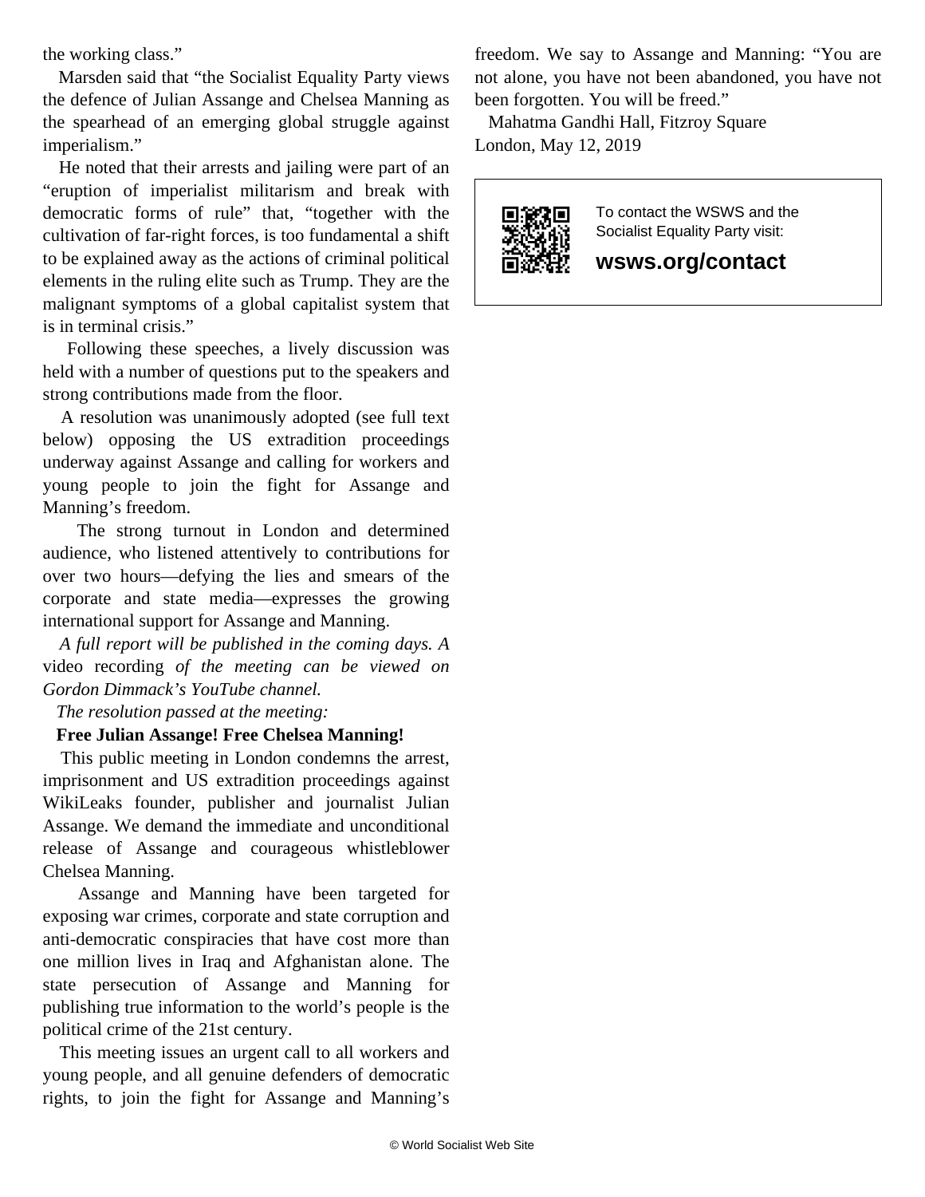the working class."

Marsden said that "the Socialist Equality Party views the defence of Julian Assange and Chelsea Manning as the spearhead of an emerging global struggle against imperialism."

He noted that their arrests and jailing were part of an "eruption of imperialist militarism and break with democratic forms of rule" that, "together with the cultivation of far-right forces, is too fundamental a shift to be explained away as the actions of criminal political elements in the ruling elite such as Trump. They are the malignant symptoms of a global capitalist system that is in terminal crisis."

Following these speeches, a lively discussion was held with a number of questions put to the speakers and strong contributions made from the floor.

A resolution was unanimously adopted (see full text below) opposing the US extradition proceedings underway against Assange and calling for workers and young people to join the fight for Assange and Manning's freedom.

The strong turnout in London and determined audience, who listened attentively to contributions for over two hours—defying the lies and smears of the corporate and state media—expresses the growing international support for Assange and Manning.

*A full report will be published in the coming days. A* video recording *of the meeting can be viewed on Gordon Dimmack's YouTube channel.*

*The resolution passed at the meeting:*

**Free Julian Assange! Free Chelsea Manning!**

This public meeting in London condemns the arrest, imprisonment and US extradition proceedings against WikiLeaks founder, publisher and journalist Julian Assange. We demand the immediate and unconditional release of Assange and courageous whistleblower Chelsea Manning.

Assange and Manning have been targeted for exposing war crimes, corporate and state corruption and anti-democratic conspiracies that have cost more than one million lives in Iraq and Afghanistan alone. The state persecution of Assange and Manning for publishing true information to the world's people is the political crime of the 21st century.

This meeting issues an urgent call to all workers and young people, and all genuine defenders of democratic rights, to join the fight for Assange and Manning's freedom. We say to Assange and Manning: "You are not alone, you have not been abandoned, you have not been forgotten. You will be freed."

Mahatma Gandhi Hall, Fitzroy Square
London, May 12, 2019

To contact the WSWS and the Socialist Equality Party visit:

**wsws.org/contact**